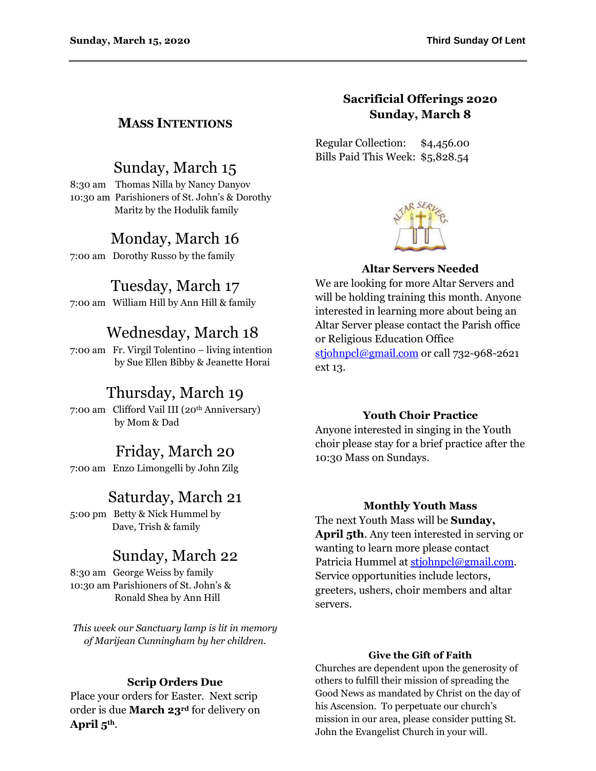## MASS INTENTIONS

### Sunday, March 15

8:30 am Thomas Nilla by Nancy Danyov
10:30 am Parishioners of St. John's & Dorothy Maritz by the Hodulik family

### Monday, March 16

7:00 am Dorothy Russo by the family

### Tuesday, March 17

7:00 am William Hill by Ann Hill & family

### Wednesday, March 18

7:00 am Fr. Virgil Tolentino – living intention by Sue Ellen Bibby & Jeanette Horai

### Thursday, March 19

7:00 am Clifford Vail III (20th Anniversary) by Mom & Dad

### Friday, March 20

7:00 am Enzo Limongelli by John Zilg

### Saturday, March 21

5:00 pm Betty & Nick Hummel by Dave, Trish & family

### Sunday, March 22

8:30 am George Weiss by family
10:30 am Parishioners of St. John's & Ronald Shea by Ann Hill

*This week our Sanctuary lamp is lit in memory of Marijean Cunningham by her children.*

**Scrip Orders Due**

Place your orders for Easter. Next scrip order is due **March 23rd** for delivery on **April 5th**.

## Sacrificial Offerings 2020
## Sunday, March 8

Regular Collection: $4,456.00
Bills Paid This Week: $5,828.54

**Altar Servers Needed**

We are looking for more Altar Servers and will be holding training this month. Anyone interested in learning more about being an Altar Server please contact the Parish office or Religious Education Office stjohnpcl@gmail.com or call 732-968-2621 ext 13.

**Youth Choir Practice**

Anyone interested in singing in the Youth choir please stay for a brief practice after the 10:30 Mass on Sundays.

**Monthly Youth Mass**

The next Youth Mass will be **Sunday, April 5th**. Any teen interested in serving or wanting to learn more please contact Patricia Hummel at stjohnpcl@gmail.com. Service opportunities include lectors, greeters, ushers, choir members and altar servers.

**Give the Gift of Faith**

Churches are dependent upon the generosity of others to fulfill their mission of spreading the Good News as mandated by Christ on the day of his Ascension. To perpetuate our church's mission in our area, please consider putting St. John the Evangelist Church in your will.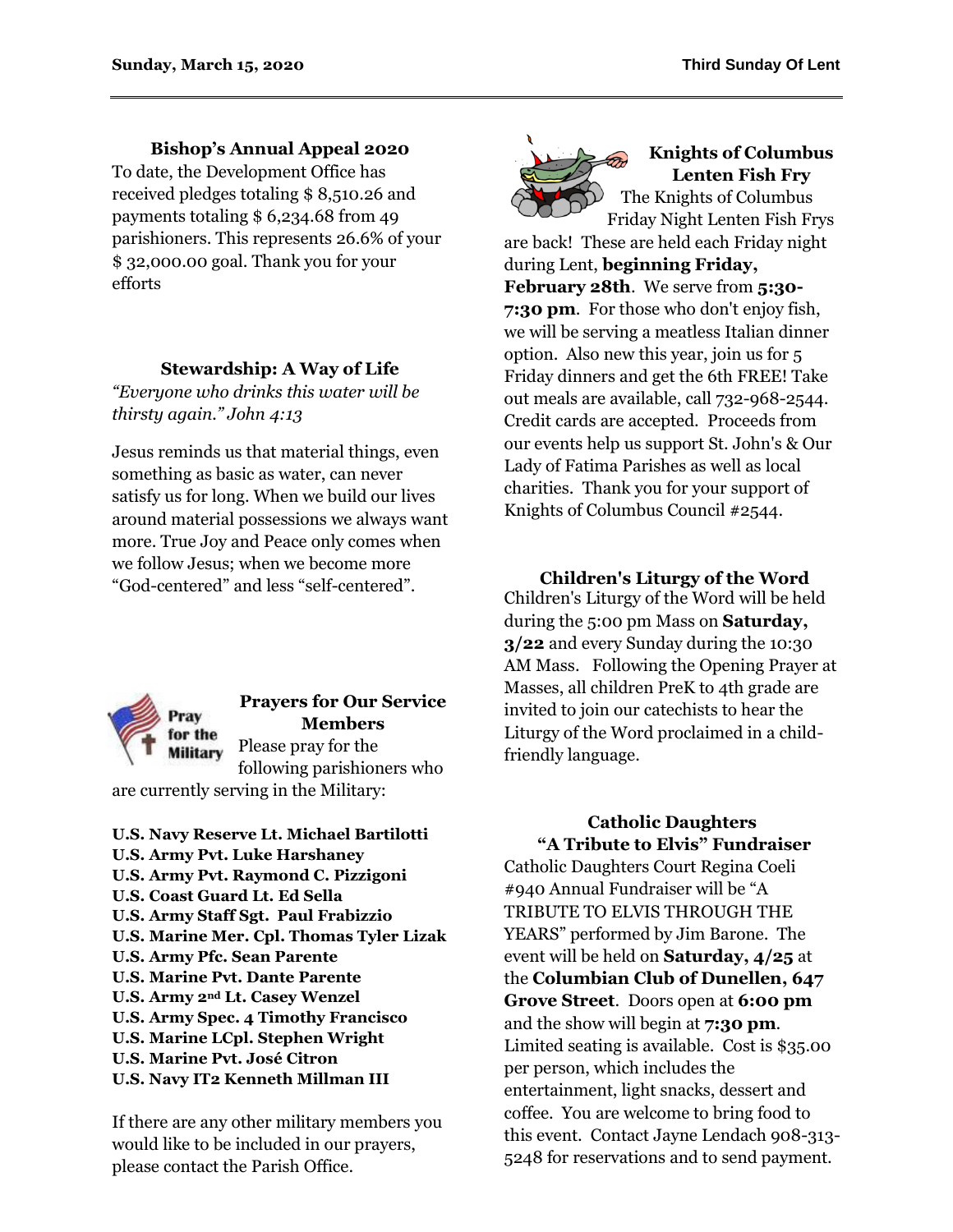### Bishop's Annual Appeal 2020

To date, the Development Office has received pledges totaling $ 8,510.26 and payments totaling $ 6,234.68 from 49 parishioners. This represents 26.6% of your $ 32,000.00 goal. Thank you for your efforts

### Stewardship: A Way of Life

*"Everyone who drinks this water will be thirsty again." John 4:13*

Jesus reminds us that material things, even something as basic as water, can never satisfy us for long. When we build our lives around material possessions we always want more. True Joy and Peace only comes when we follow Jesus; when we become more "God-centered" and less "self-centered".

### Prayers for Our Service Members

Please pray for the following parishioners who are currently serving in the Military:

**U.S. Navy Reserve Lt. Michael Bartilotti**
**U.S. Army Pvt. Luke Harshaney**
**U.S. Army Pvt. Raymond C. Pizzigoni**
**U.S. Coast Guard Lt. Ed Sella**
**U.S. Army Staff Sgt. Paul Frabizzio**
**U.S. Marine Mer. Cpl. Thomas Tyler Lizak**
**U.S. Army Pfc. Sean Parente**
**U.S. Marine Pvt. Dante Parente**
**U.S. Army 2nd Lt. Casey Wenzel**
**U.S. Army Spec. 4 Timothy Francisco**
**U.S. Marine LCpl. Stephen Wright**
**U.S. Marine Pvt. José Citron**
**U.S. Navy IT2 Kenneth Millman III**

If there are any other military members you would like to be included in our prayers, please contact the Parish Office.

### Knights of Columbus Lenten Fish Fry

The Knights of Columbus Friday Night Lenten Fish Frys are back! These are held each Friday night during Lent, **beginning Friday, February 28th**. We serve from **5:30-7:30 pm**. For those who don't enjoy fish, we will be serving a meatless Italian dinner option. Also new this year, join us for 5 Friday dinners and get the 6th FREE! Take out meals are available, call 732-968-2544. Credit cards are accepted. Proceeds from our events help us support St. John's & Our Lady of Fatima Parishes as well as local charities. Thank you for your support of Knights of Columbus Council #2544.

### Children's Liturgy of the Word

Children's Liturgy of the Word will be held during the 5:00 pm Mass on **Saturday, 3/22** and every Sunday during the 10:30 AM Mass. Following the Opening Prayer at Masses, all children PreK to 4th grade are invited to join our catechists to hear the Liturgy of the Word proclaimed in a child-friendly language.

### Catholic Daughters "A Tribute to Elvis" Fundraiser

Catholic Daughters Court Regina Coeli #940 Annual Fundraiser will be "A TRIBUTE TO ELVIS THROUGH THE YEARS" performed by Jim Barone. The event will be held on **Saturday, 4/25** at the **Columbian Club of Dunellen, 647 Grove Street**. Doors open at **6:00 pm** and the show will begin at **7:30 pm**. Limited seating is available. Cost is $35.00 per person, which includes the entertainment, light snacks, dessert and coffee. You are welcome to bring food to this event. Contact Jayne Lendach 908-313-5248 for reservations and to send payment.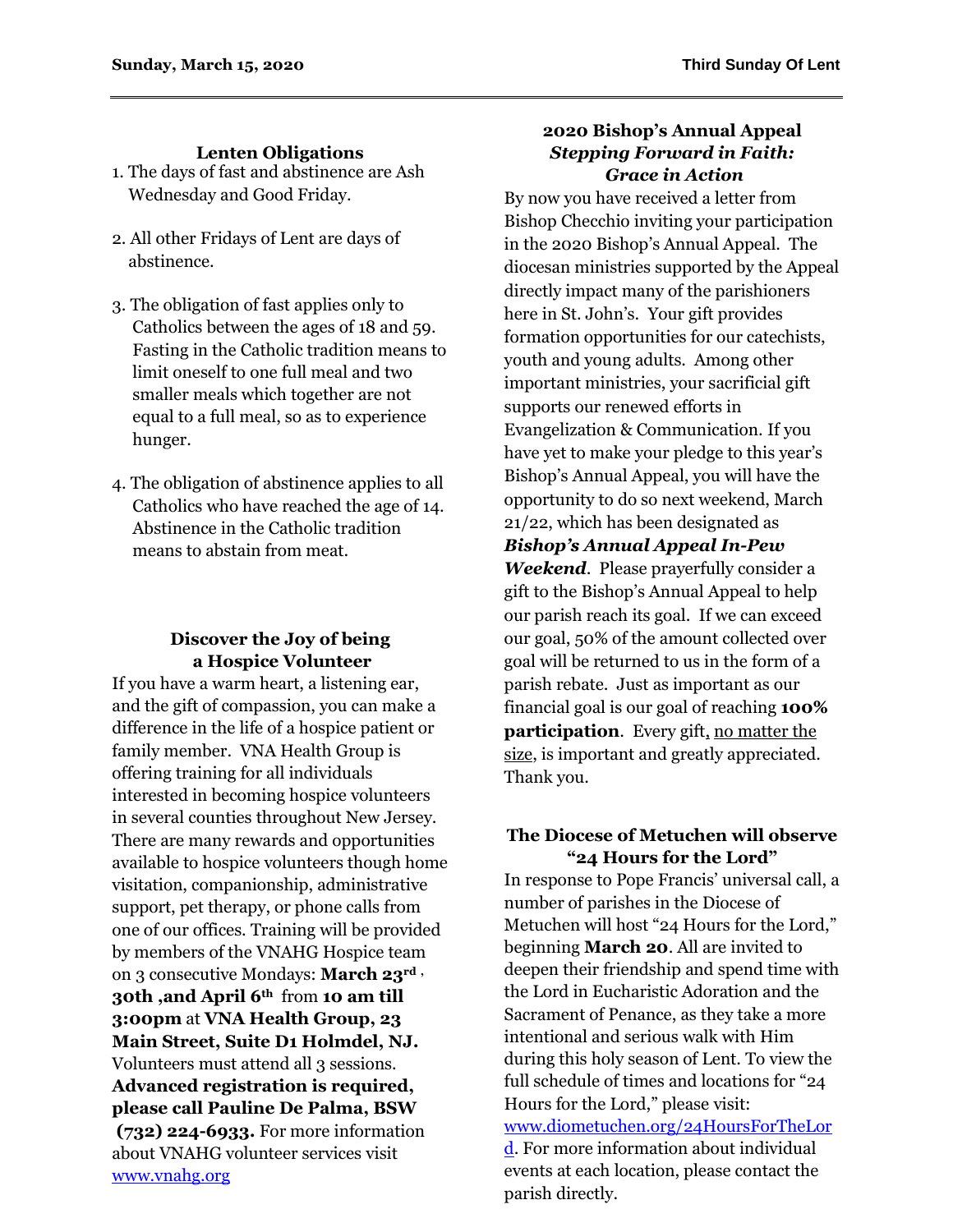### Lenten Obligations

1. The days of fast and abstinence are Ash Wednesday and Good Friday.

2. All other Fridays of Lent are days of abstinence.

3. The obligation of fast applies only to Catholics between the ages of 18 and 59. Fasting in the Catholic tradition means to limit oneself to one full meal and two smaller meals which together are not equal to a full meal, so as to experience hunger.

4. The obligation of abstinence applies to all Catholics who have reached the age of 14. Abstinence in the Catholic tradition means to abstain from meat.

### Discover the Joy of being a Hospice Volunteer

If you have a warm heart, a listening ear, and the gift of compassion, you can make a difference in the life of a hospice patient or family member. VNA Health Group is offering training for all individuals interested in becoming hospice volunteers in several counties throughout New Jersey. There are many rewards and opportunities available to hospice volunteers though home visitation, companionship, administrative support, pet therapy, or phone calls from one of our offices. Training will be provided by members of the VNAHG Hospice team on 3 consecutive Mondays: **March 23rd , 30th ,and April 6th** from **10 am till 3:00pm** at **VNA Health Group, 23 Main Street, Suite D1 Holmdel, NJ.** Volunteers must attend all 3 sessions. **Advanced registration is required, please call Pauline De Palma, BSW (732) 224-6933.** For more information about VNAHG volunteer services visit www.vnahg.org

### 2020 Bishop's Annual Appeal
### *Stepping Forward in Faith: Grace in Action*

By now you have received a letter from Bishop Checchio inviting your participation in the 2020 Bishop's Annual Appeal. The diocesan ministries supported by the Appeal directly impact many of the parishioners here in St. John's. Your gift provides formation opportunities for our catechists, youth and young adults. Among other important ministries, your sacrificial gift supports our renewed efforts in Evangelization & Communication. If you have yet to make your pledge to this year's Bishop's Annual Appeal, you will have the opportunity to do so next weekend, March 21/22, which has been designated as ***Bishop's Annual Appeal In-Pew Weekend***. Please prayerfully consider a gift to the Bishop's Annual Appeal to help our parish reach its goal. If we can exceed our goal, 50% of the amount collected over goal will be returned to us in the form of a parish rebate. Just as important as our financial goal is our goal of reaching **100% participation**. Every gift, <u>no matter the size</u>, is important and greatly appreciated. Thank you.

### The Diocese of Metuchen will observe "24 Hours for the Lord"

In response to Pope Francis' universal call, a number of parishes in the Diocese of Metuchen will host "24 Hours for the Lord," beginning **March 20**. All are invited to deepen their friendship and spend time with the Lord in Eucharistic Adoration and the Sacrament of Penance, as they take a more intentional and serious walk with Him during this holy season of Lent. To view the full schedule of times and locations for "24 Hours for the Lord," please visit: www.diometuchen.org/24HoursForTheLord. For more information about individual events at each location, please contact the parish directly.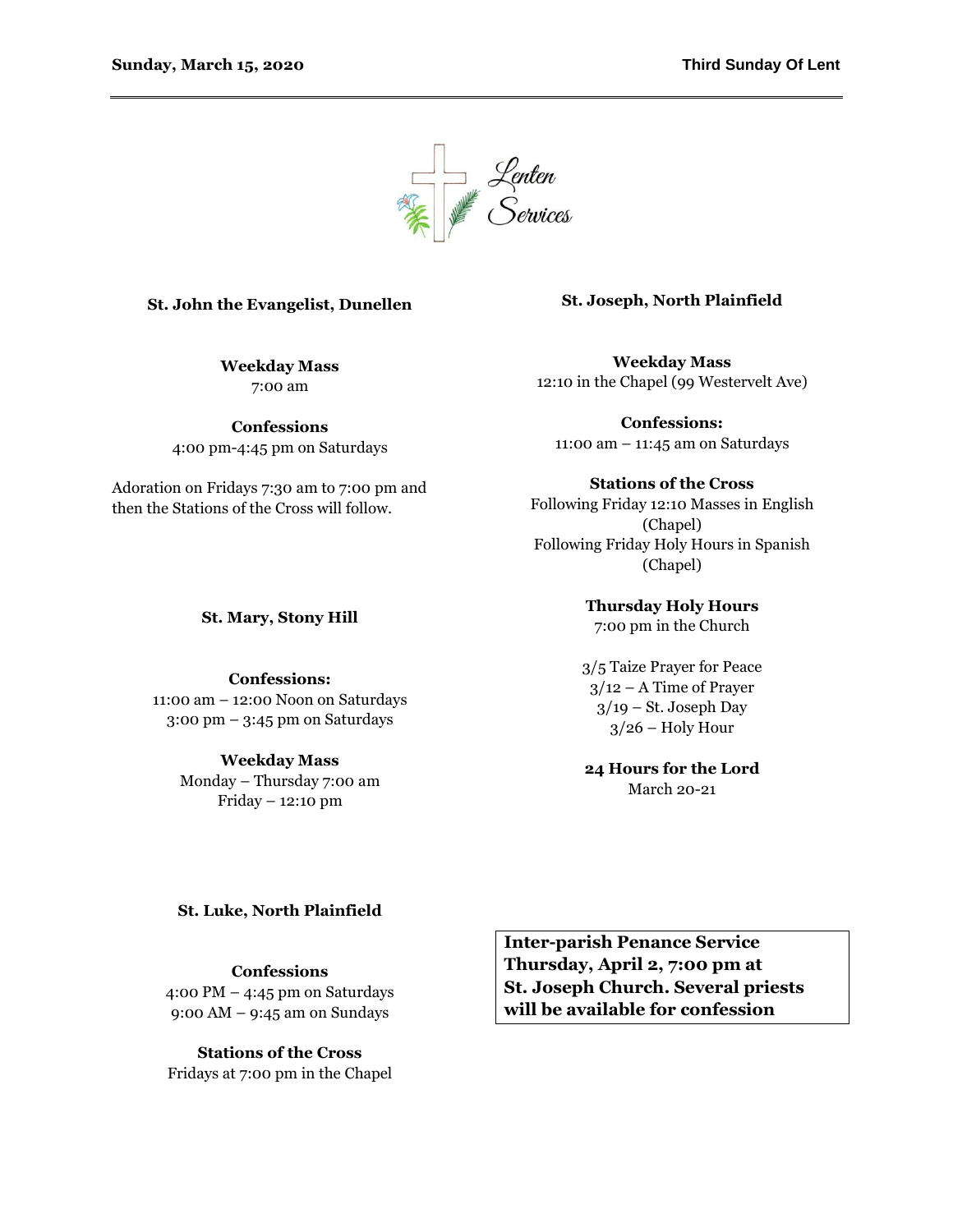# Lenten Services

## St. John the Evangelist, Dunellen

**Weekday Mass**
7:00 am

**Confessions**
4:00 pm-4:45 pm on Saturdays

Adoration on Fridays 7:30 am to 7:00 pm and then the Stations of the Cross will follow.

## St. Mary, Stony Hill

**Confessions:**
11:00 am – 12:00 Noon on Saturdays
3:00 pm – 3:45 pm on Saturdays

**Weekday Mass**
Monday – Thursday 7:00 am
Friday – 12:10 pm

## St. Luke, North Plainfield

**Confessions**
4:00 PM – 4:45 pm on Saturdays
9:00 AM – 9:45 am on Sundays

**Stations of the Cross**
Fridays at 7:00 pm in the Chapel

## St. Joseph, North Plainfield

**Weekday Mass**
12:10 in the Chapel (99 Westervelt Ave)

**Confessions:**
11:00 am – 11:45 am on Saturdays

**Stations of the Cross**
Following Friday 12:10 Masses in English (Chapel)
Following Friday Holy Hours in Spanish (Chapel)

**Thursday Holy Hours**
7:00 pm in the Church

3/5 Taize Prayer for Peace
3/12 – A Time of Prayer
3/19 – St. Joseph Day
3/26 – Holy Hour

**24 Hours for the Lord**
March 20-21

**Inter-parish Penance Service Thursday, April 2, 7:00 pm at St. Joseph Church. Several priests will be available for confession**